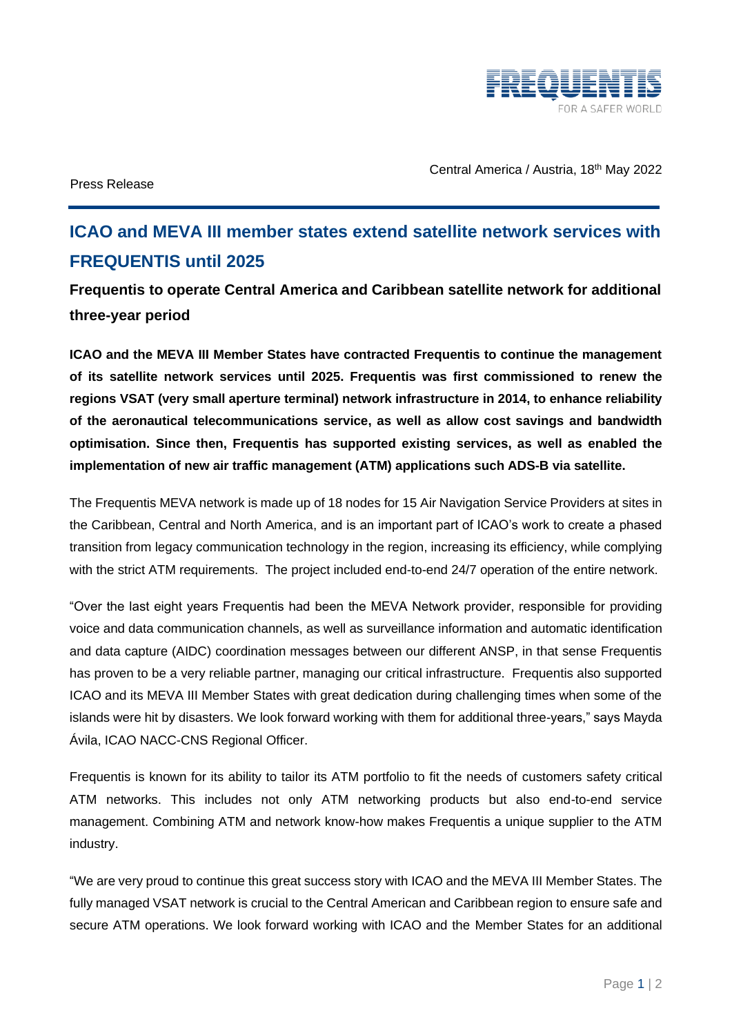Central America / Austria, 18th May 2022

Press Release

# ICAO and MEVA III member states extend satellite network services with FREQUENTIS until 2025

## Frequentis to operate Central America and Caribbean satellite network for additional three-year period

**ICAO and the MEVA III Member States have contracted Frequentis to continue the management of its satellite network services until 2025. Frequentis was first commissioned to renew the regions VSAT (very small aperture terminal) network infrastructure in 2014, to enhance reliability of the aeronautical telecommunications service, as well as allow cost savings and bandwidth optimisation. Since then, Frequentis has supported existing services, as well as enabled the implementation of new air traffic management (ATM) applications such ADS-B via satellite.**

The Frequentis MEVA network is made up of 18 nodes for 15 Air Navigation Service Providers at sites in the Caribbean, Central and North America, and is an important part of ICAO's work to create a phased transition from legacy communication technology in the region, increasing its efficiency, while complying with the strict ATM requirements. The project included end-to-end 24/7 operation of the entire network.

"Over the last eight years Frequentis had been the MEVA Network provider, responsible for providing voice and data communication channels, as well as surveillance information and automatic identification and data capture (AIDC) coordination messages between our different ANSP, in that sense Frequentis has proven to be a very reliable partner, managing our critical infrastructure. Frequentis also supported ICAO and its MEVA III Member States with great dedication during challenging times when some of the islands were hit by disasters. We look forward working with them for additional three-years," says Mayda Ávila, ICAO NACC-CNS Regional Officer.

Frequentis is known for its ability to tailor its ATM portfolio to fit the needs of customers safety critical ATM networks. This includes not only ATM networking products but also end-to-end service management. Combining ATM and network know-how makes Frequentis a unique supplier to the ATM industry.

"We are very proud to continue this great success story with ICAO and the MEVA III Member States. The fully managed VSAT network is crucial to the Central American and Caribbean region to ensure safe and secure ATM operations. We look forward working with ICAO and the Member States for an additional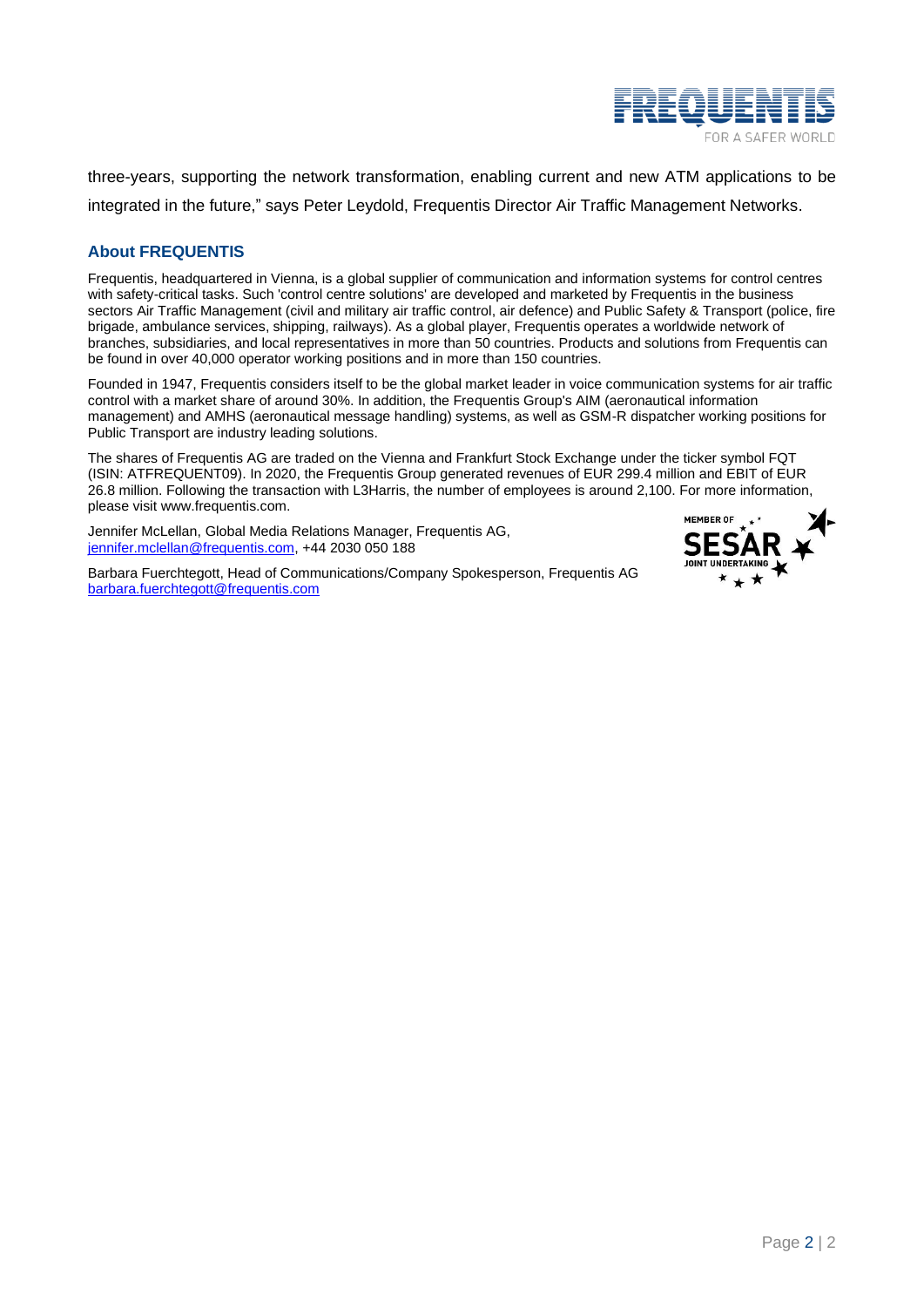three-years, supporting the network transformation, enabling current and new ATM applications to be integrated in the future," says Peter Leydold, Frequentis Director Air Traffic Management Networks.

## About FREQUENTIS

Frequentis, headquartered in Vienna, is a global supplier of communication and information systems for control centres with safety-critical tasks. Such 'control centre solutions' are developed and marketed by Frequentis in the business sectors Air Traffic Management (civil and military air traffic control, air defence) and Public Safety & Transport (police, fire brigade, ambulance services, shipping, railways). As a global player, Frequentis operates a worldwide network of branches, subsidiaries, and local representatives in more than 50 countries. Products and solutions from Frequentis can be found in over 40,000 operator working positions and in more than 150 countries.

Founded in 1947, Frequentis considers itself to be the global market leader in voice communication systems for air traffic control with a market share of around 30%. In addition, the Frequentis Group's AIM (aeronautical information management) and AMHS (aeronautical message handling) systems, as well as GSM-R dispatcher working positions for Public Transport are industry leading solutions.

The shares of Frequentis AG are traded on the Vienna and Frankfurt Stock Exchange under the ticker symbol FQT (ISIN: ATFREQUENT09). In 2020, the Frequentis Group generated revenues of EUR 299.4 million and EBIT of EUR 26.8 million. Following the transaction with L3Harris, the number of employees is around 2,100. For more information, please visit www.frequentis.com.

Jennifer McLellan, Global Media Relations Manager, Frequentis AG, jennifer.mclellan@frequentis.com, +44 2030 050 188

Barbara Fuerchtegott, Head of Communications/Company Spokesperson, Frequentis AG barbara.fuerchtegott@frequentis.com